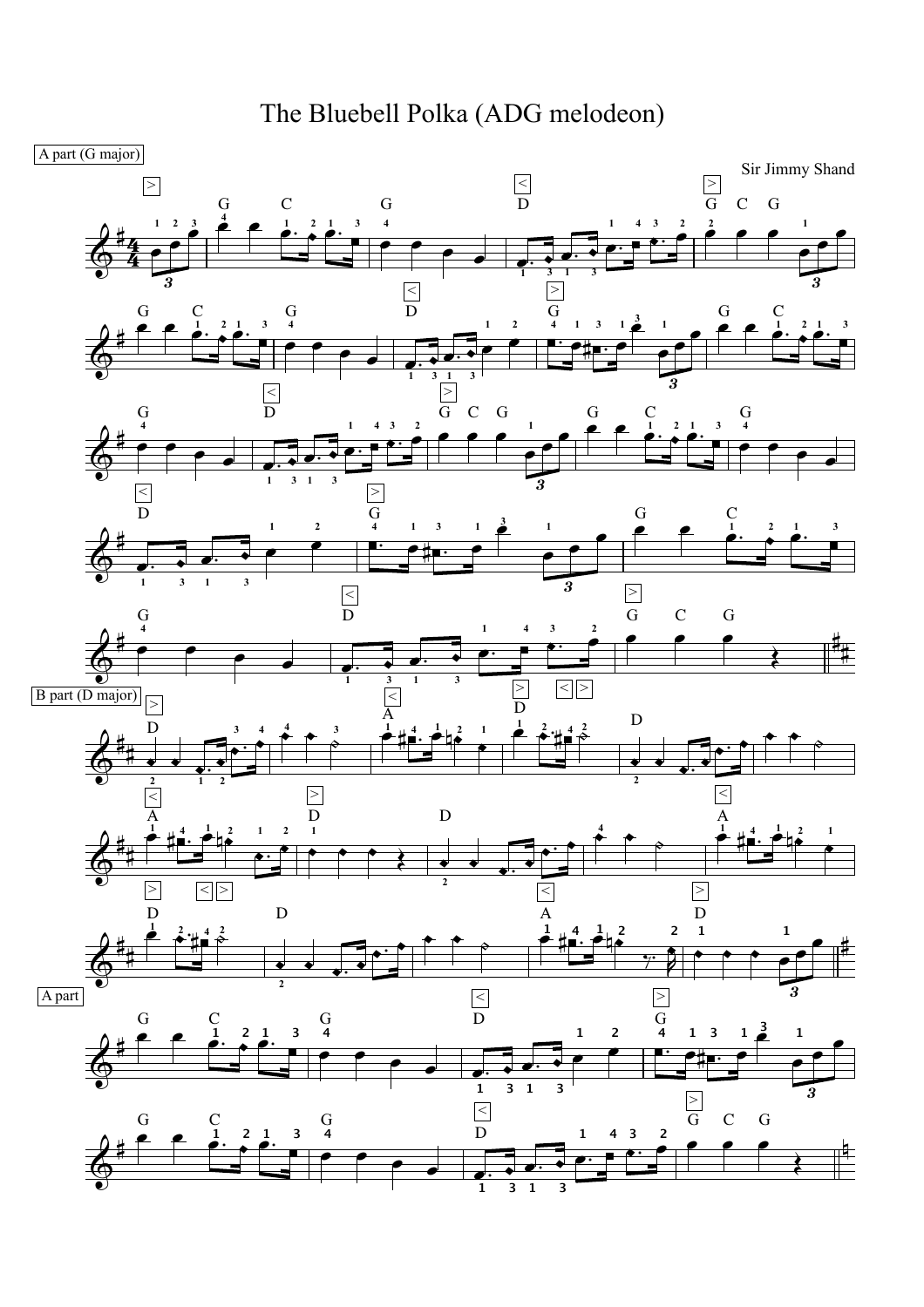# The Bluebell Polka (ADG melodeon)

A part (G major)

Sir Jimmy Shand

B part (D major)

A part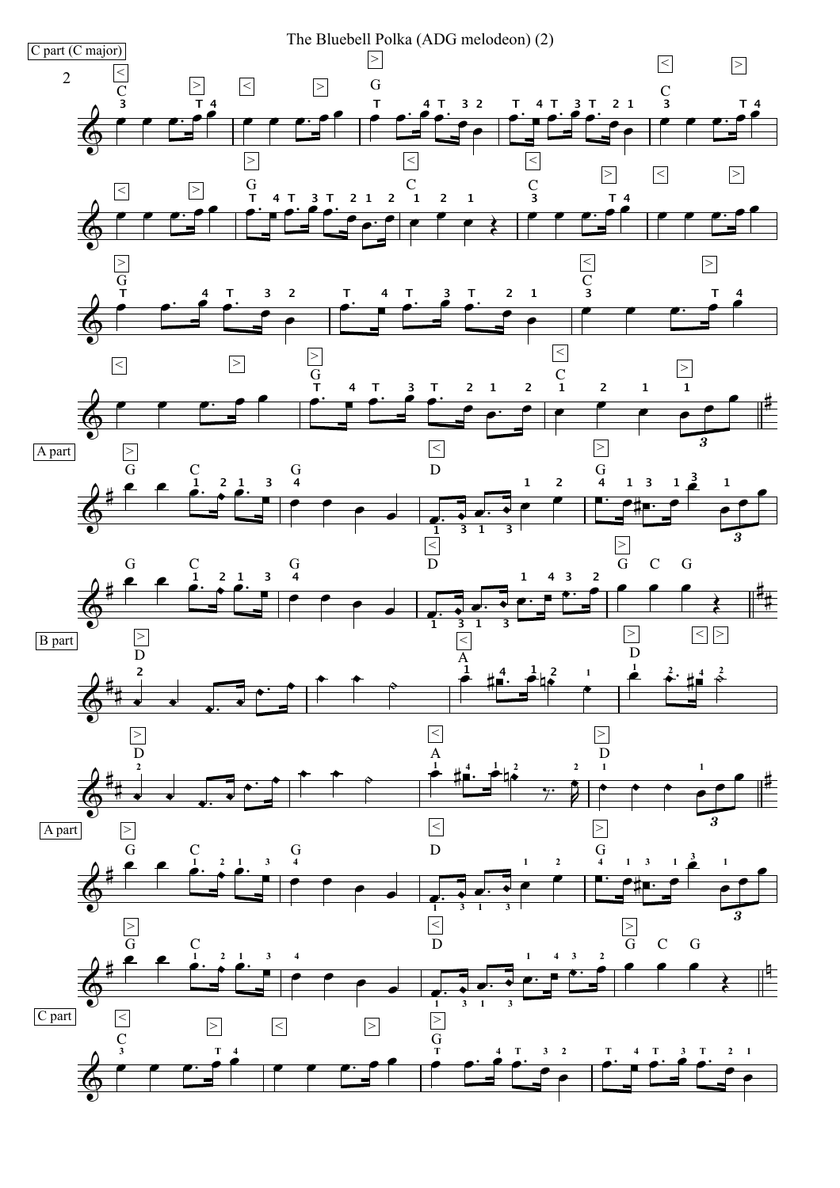The Bluebell Polka (ADG melodeon) (2)

C part (C major)

A part

B part

A part

C part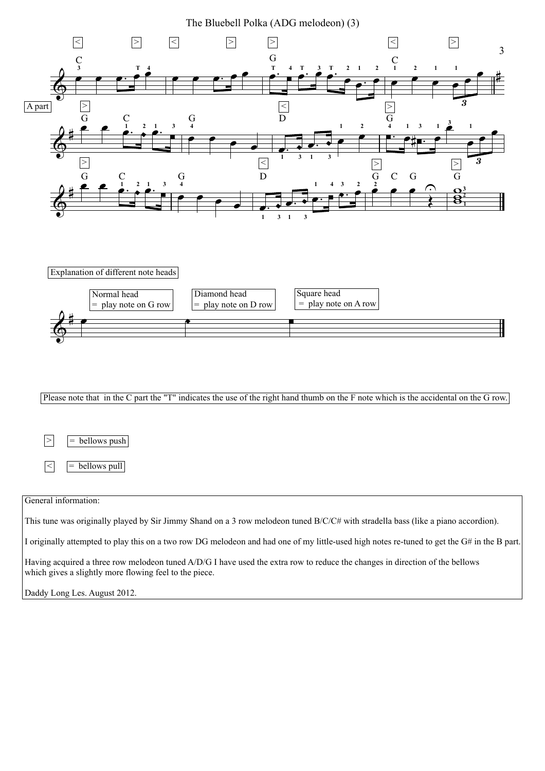# The Bluebell Polka (ADG melodeon) (3)

Explanation of different note heads

Normal head = play note on G row

Diamond head = play note on D row

Square head = play note on A row

Please note that in the C part the "T" indicates the use of the right hand thumb on the F note which is the accidental on the G row.

> = bellows push

< = bellows pull

General information:

This tune was originally played by Sir Jimmy Shand on a 3 row melodeon tuned B/C/C# with stradella bass (like a piano accordion).

I originally attempted to play this on a two row DG melodeon and had one of my little-used high notes re-tuned to get the G# in the B part.

Having acquired a three row melodeon tuned A/D/G I have used the extra row to reduce the changes in direction of the bellows which gives a slightly more flowing feel to the piece.

Daddy Long Les. August 2012.